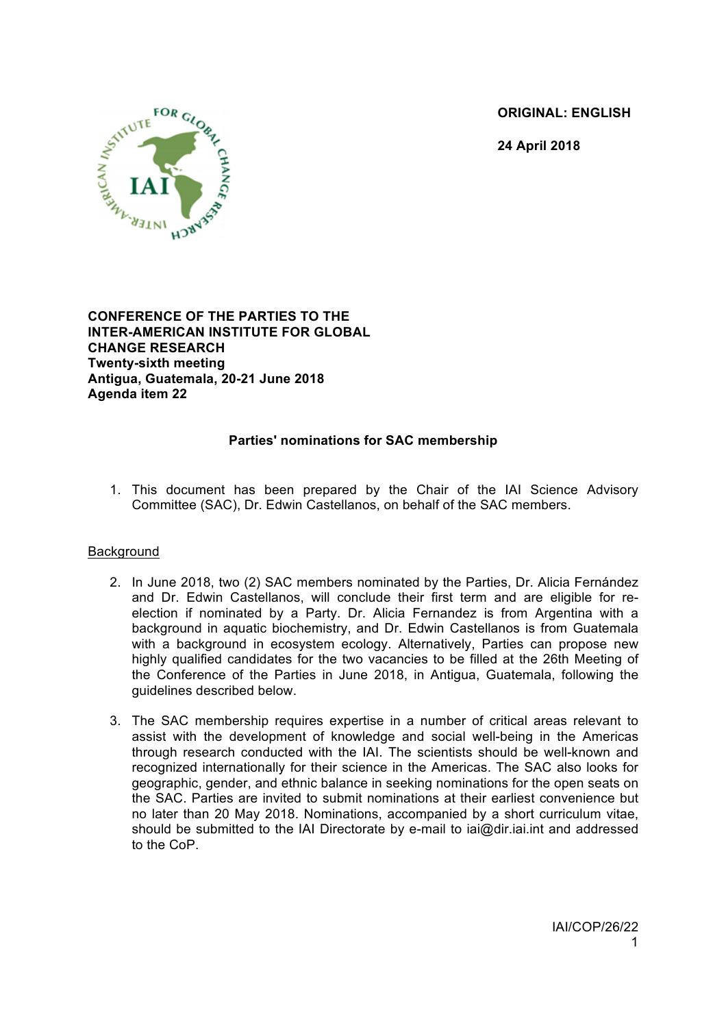**ORIGINAL: ENGLISH**

**24 April 2018**

**CONFERENCE OF THE PARTIES TO THE INTER-AMERICAN INSTITUTE FOR GLOBAL CHANGE RESEARCH**
**Twenty-sixth meeting**
**Antigua, Guatemala, 20-21 June 2018**
**Agenda item 22**

## Parties' nominations for SAC membership

1. This document has been prepared by the Chair of the IAI Science Advisory Committee (SAC), Dr. Edwin Castellanos, on behalf of the SAC members.

Background

2. In June 2018, two (2) SAC members nominated by the Parties, Dr. Alicia Fernández and Dr. Edwin Castellanos, will conclude their first term and are eligible for re-election if nominated by a Party. Dr. Alicia Fernandez is from Argentina with a background in aquatic biochemistry, and Dr. Edwin Castellanos is from Guatemala with a background in ecosystem ecology. Alternatively, Parties can propose new highly qualified candidates for the two vacancies to be filled at the 26th Meeting of the Conference of the Parties in June 2018, in Antigua, Guatemala, following the guidelines described below.

3. The SAC membership requires expertise in a number of critical areas relevant to assist with the development of knowledge and social well-being in the Americas through research conducted with the IAI. The scientists should be well-known and recognized internationally for their science in the Americas. The SAC also looks for geographic, gender, and ethnic balance in seeking nominations for the open seats on the SAC. Parties are invited to submit nominations at their earliest convenience but no later than 20 May 2018. Nominations, accompanied by a short curriculum vitae, should be submitted to the IAI Directorate by e-mail to iai@dir.iai.int and addressed to the CoP.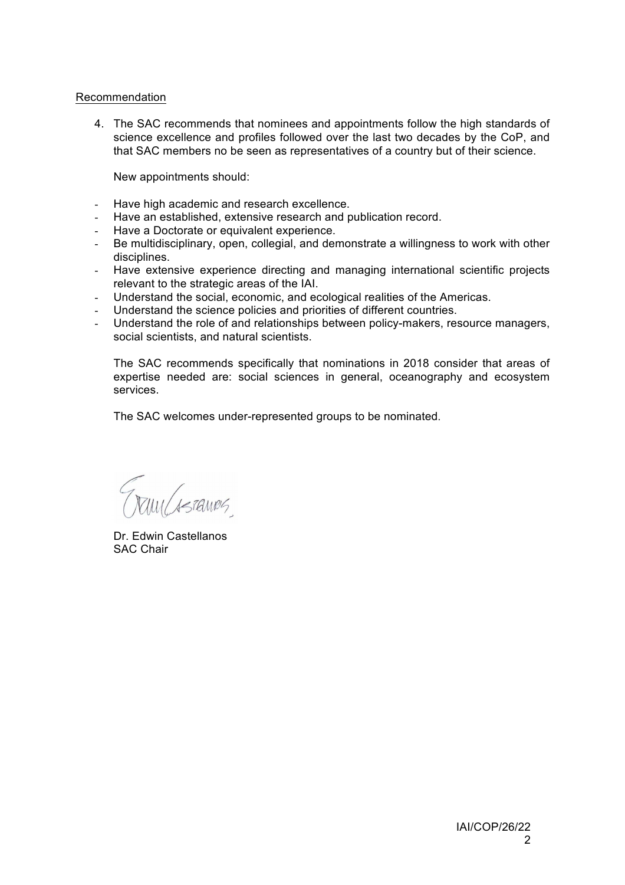Recommendation

4. The SAC recommends that nominees and appointments follow the high standards of science excellence and profiles followed over the last two decades by the CoP, and that SAC members no be seen as representatives of a country but of their science.

   New appointments should:

- Have high academic and research excellence.
- Have an established, extensive research and publication record.
- Have a Doctorate or equivalent experience.
- Be multidisciplinary, open, collegial, and demonstrate a willingness to work with other disciplines.
- Have extensive experience directing and managing international scientific projects relevant to the strategic areas of the IAI.
- Understand the social, economic, and ecological realities of the Americas.
- Understand the science policies and priorities of different countries.
- Understand the role of and relationships between policy-makers, resource managers, social scientists, and natural scientists.

The SAC recommends specifically that nominations in 2018 consider that areas of expertise needed are: social sciences in general, oceanography and ecosystem services.

The SAC welcomes under-represented groups to be nominated.

Dr. Edwin Castellanos
SAC Chair

IAI/COP/26/22